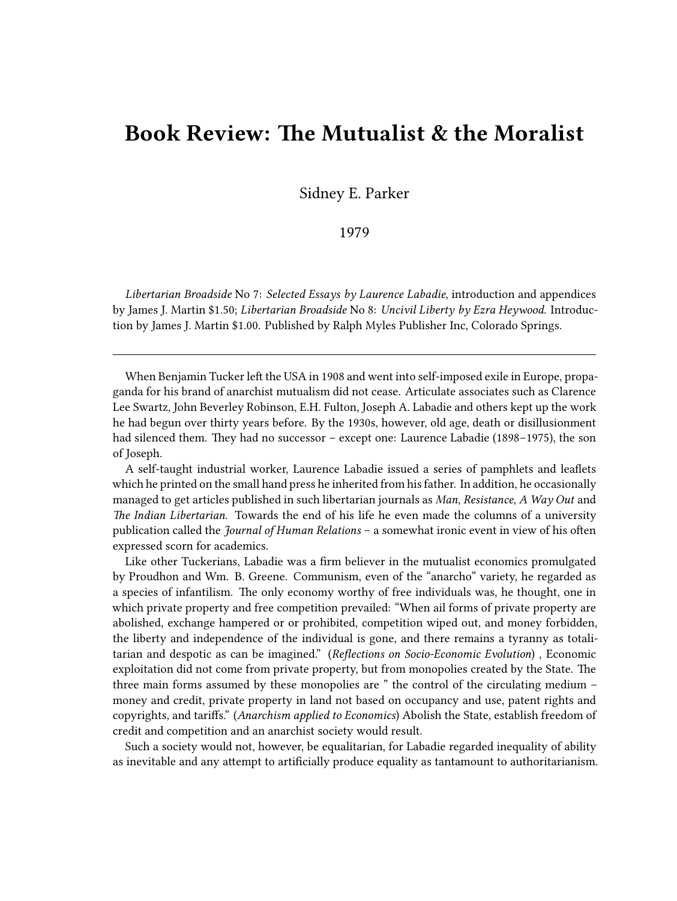# Book Review: The Mutualist & the Moralist

Sidney E. Parker

1979

*Libertarian Broadside* No 7: *Selected Essays by Laurence Labadie*, introduction and appendices by James J. Martin $1.50; *Libertarian Broadside* No 8: *Uncivil Liberty by Ezra Heywood.* Introduction by James J. Martin $1.00. Published by Ralph Myles Publisher Inc, Colorado Springs.

---

When Benjamin Tucker left the USA in 1908 and went into self-imposed exile in Europe, propaganda for his brand of anarchist mutualism did not cease. Articulate associates such as Clarence Lee Swartz, John Beverley Robinson, E.H. Fulton, Joseph A. Labadie and others kept up the work he had begun over thirty years before. By the 1930s, however, old age, death or disillusionment had silenced them. They had no successor – except one: Laurence Labadie (1898–1975), the son of Joseph.

A self-taught industrial worker, Laurence Labadie issued a series of pamphlets and leaflets which he printed on the small hand press he inherited from his father. In addition, he occasionally managed to get articles published in such libertarian journals as *Man*, *Resistance*, *A Way Out* and *The Indian Libertarian.* Towards the end of his life he even made the columns of a university publication called the *Journal of Human Relations* – a somewhat ironic event in view of his often expressed scorn for academics.

Like other Tuckerians, Labadie was a firm believer in the mutualist economics promulgated by Proudhon and Wm. B. Greene. Communism, even of the "anarcho" variety, he regarded as a species of infantilism. The only economy worthy of free individuals was, he thought, one in which private property and free competition prevailed: "When ail forms of private property are abolished, exchange hampered or or prohibited, competition wiped out, and money forbidden, the liberty and independence of the individual is gone, and there remains a tyranny as totalitarian and despotic as can be imagined." (*Reflections on Socio-Economic Evolution*) , Economic exploitation did not come from private property, but from monopolies created by the State. The three main forms assumed by these monopolies are " the control of the circulating medium – money and credit, private property in land not based on occupancy and use, patent rights and copyrights, and tariffs." (*Anarchism applied to Economics*) Abolish the State, establish freedom of credit and competition and an anarchist society would result.

Such a society would not, however, be equalitarian, for Labadie regarded inequality of ability as inevitable and any attempt to artificially produce equality as tantamount to authoritarianism.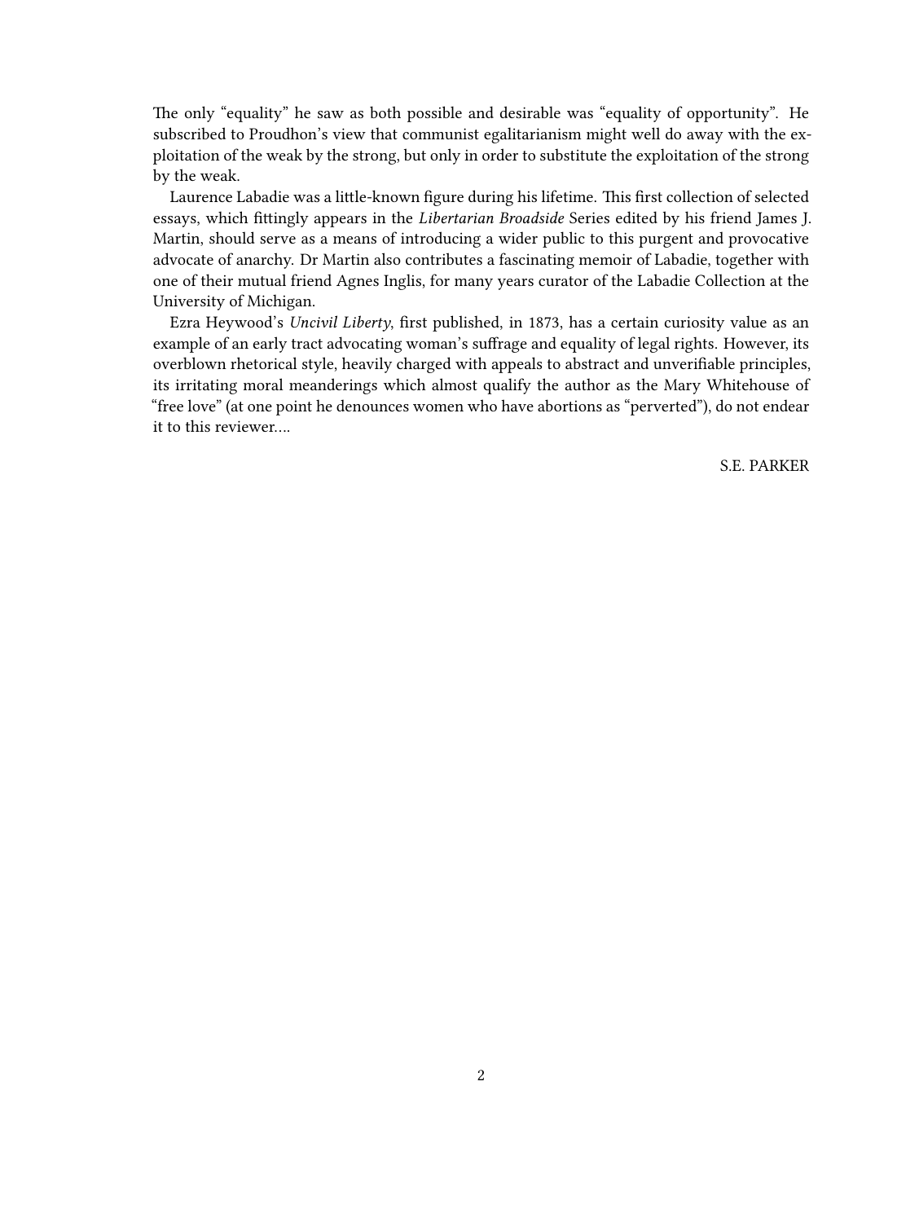The only "equality" he saw as both possible and desirable was "equality of opportunity". He subscribed to Proudhon's view that communist egalitarianism might well do away with the exploitation of the weak by the strong, but only in order to substitute the exploitation of the strong by the weak.

Laurence Labadie was a little-known figure during his lifetime. This first collection of selected essays, which fittingly appears in the *Libertarian Broadside* Series edited by his friend James J. Martin, should serve as a means of introducing a wider public to this purgent and provocative advocate of anarchy. Dr Martin also contributes a fascinating memoir of Labadie, together with one of their mutual friend Agnes Inglis, for many years curator of the Labadie Collection at the University of Michigan.

Ezra Heywood's *Uncivil Liberty*, first published, in 1873, has a certain curiosity value as an example of an early tract advocating woman's suffrage and equality of legal rights. However, its overblown rhetorical style, heavily charged with appeals to abstract and unverifiable principles, its irritating moral meanderings which almost qualify the author as the Mary Whitehouse of "free love" (at one point he denounces women who have abortions as "perverted"), do not endear it to this reviewer….

S.E. PARKER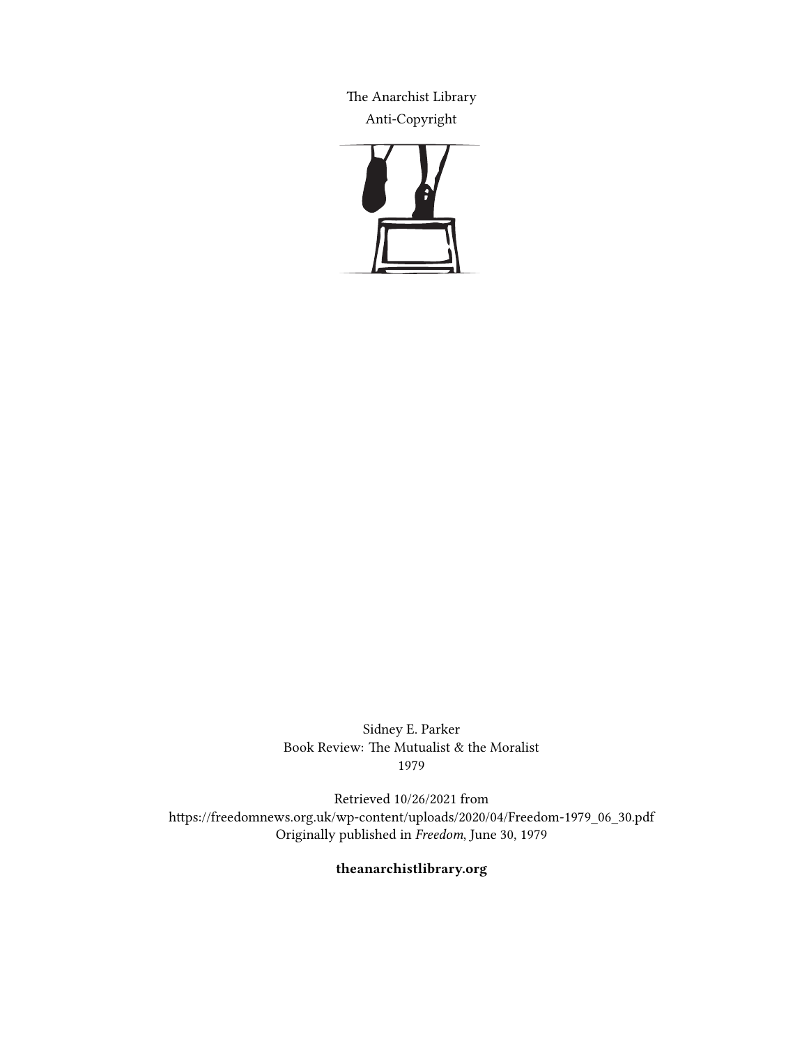The Anarchist Library
Anti-Copyright

Sidney E. Parker
Book Review: The Mutualist & the Moralist
1979

Retrieved 10/26/2021 from
https://freedomnews.org.uk/wp-content/uploads/2020/04/Freedom-1979_06_30.pdf
Originally published in *Freedom*, June 30, 1979

**theanarchistlibrary.org**